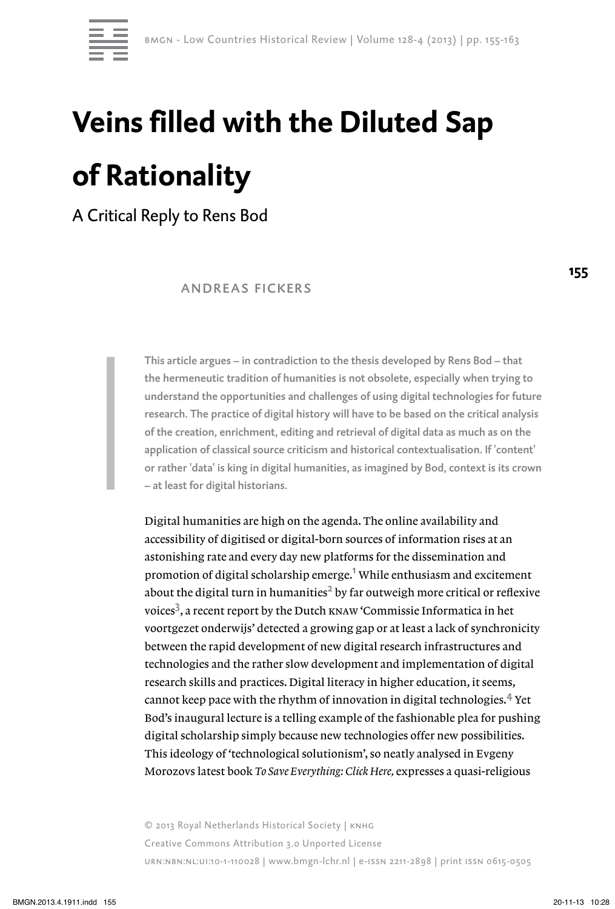# Veins filled with the Diluted Sap of Rationality

## A Critical Reply to Rens Bod

ANDREAS FICKERS

**This article argues – in contradiction to the thesis developed by Rens Bod – that the hermeneutic tradition of humanities is not obsolete, especially when trying to understand the opportunities and challenges of using digital technologies for future research. The practice of digital history will have to be based on the critical analysis of the creation, enrichment, editing and retrieval of digital data as much as on the application of classical source criticism and historical contextualisation. If 'content' or rather 'data' is king in digital humanities, as imagined by Bod, context is its crown – at least for digital historians.**

Digital humanities are high on the agenda. The online availability and accessibility of digitised or digital-born sources of information rises at an astonishing rate and every day new platforms for the dissemination and promotion of digital scholarship emerge.[1] While enthusiasm and excitement about the digital turn in humanities[2] by far outweigh more critical or reflexive voices[3], a recent report by the Dutch KNAW 'Commissie Informatica in het voortgezet onderwijs' detected a growing gap or at least a lack of synchronicity between the rapid development of new digital research infrastructures and technologies and the rather slow development and implementation of digital research skills and practices. Digital literacy in higher education, it seems, cannot keep pace with the rhythm of innovation in digital technologies.[4] Yet Bod's inaugural lecture is a telling example of the fashionable plea for pushing digital scholarship simply because new technologies offer new possibilities. This ideology of 'technological solutionism', so neatly analysed in Evgeny Morozovs latest book *To Save Everything: Click Here,* expresses a quasi-religious

© 2013 Royal Netherlands Historical Society | KNHG
Creative Commons Attribution 3.0 Unported License
URN:NBN:NL:UI:10-1-110028 | www.bmgn-lchr.nl | e-ISSN 2211-2898 | print ISSN 0615-0505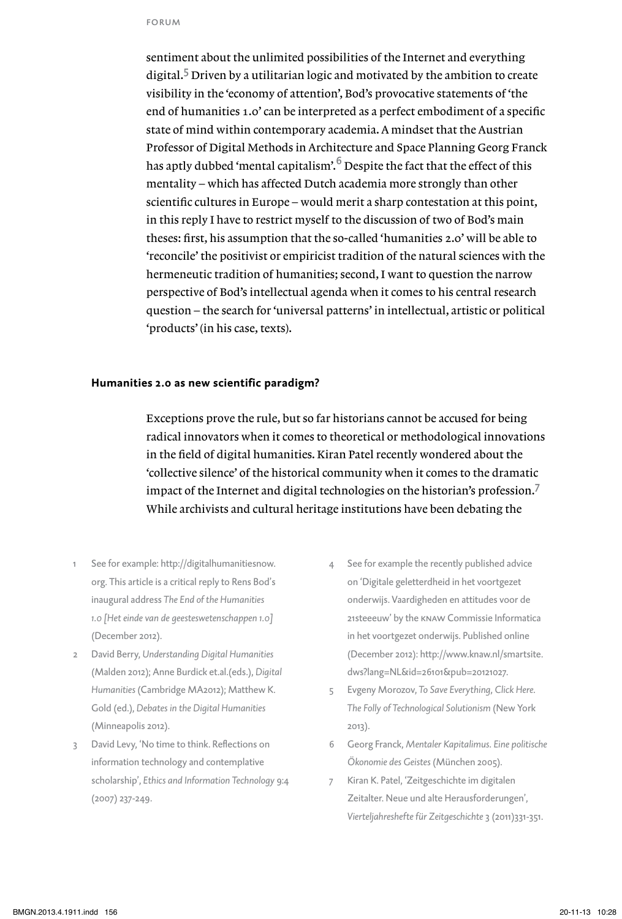sentiment about the unlimited possibilities of the Internet and everything digital.[5] Driven by a utilitarian logic and motivated by the ambition to create visibility in the 'economy of attention', Bod's provocative statements of 'the end of humanities 1.0' can be interpreted as a perfect embodiment of a specific state of mind within contemporary academia. A mindset that the Austrian Professor of Digital Methods in Architecture and Space Planning Georg Franck has aptly dubbed 'mental capitalism'.[6] Despite the fact that the effect of this mentality – which has affected Dutch academia more strongly than other scientific cultures in Europe – would merit a sharp contestation at this point, in this reply I have to restrict myself to the discussion of two of Bod's main theses: first, his assumption that the so-called 'humanities 2.0' will be able to 'reconcile' the positivist or empiricist tradition of the natural sciences with the hermeneutic tradition of humanities; second, I want to question the narrow perspective of Bod's intellectual agenda when it comes to his central research question – the search for 'universal patterns' in intellectual, artistic or political 'products' (in his case, texts).

## Humanities 2.0 as new scientific paradigm?

Exceptions prove the rule, but so far historians cannot be accused for being radical innovators when it comes to theoretical or methodological innovations in the field of digital humanities. Kiran Patel recently wondered about the 'collective silence' of the historical community when it comes to the dramatic impact of the Internet and digital technologies on the historian's profession.[7] While archivists and cultural heritage institutions have been debating the

1. See for example: http://digitalhumanitiesnow.org. This article is a critical reply to Rens Bod's inaugural address *The End of the Humanities 1.0 [Het einde van de geesteswetenschappen 1.0]* (December 2012).
2. David Berry, *Understanding Digital Humanities* (Malden 2012); Anne Burdick et.al.(eds.), *Digital Humanities* (Cambridge MA2012); Matthew K. Gold (ed.), *Debates in the Digital Humanities* (Minneapolis 2012).
3. David Levy, 'No time to think. Reflections on information technology and contemplative scholarship', *Ethics and Information Technology* 9:4 (2007) 237-249.
4. See for example the recently published advice on 'Digitale geletterdheid in het voortgezet onderwijs. Vaardigheden en attitudes voor de 21steeeuw' by the KNAW Commissie Informatica in het voortgezet onderwijs. Published online (December 2012): http://www.knaw.nl/smartsite.dws?lang=NL&id=26101&pub=20121027.
5. Evgeny Morozov, *To Save Everything, Click Here. The Folly of Technological Solutionism* (New York 2013).
6. Georg Franck, *Mentaler Kapitalimus. Eine politische Ökonomie des Geistes* (München 2005).
7. Kiran K. Patel, 'Zeitgeschichte im digitalen Zeitalter. Neue und alte Herausforderungen', *Vierteljahreshefte für Zeitgeschichte* 3 (2011)331-351.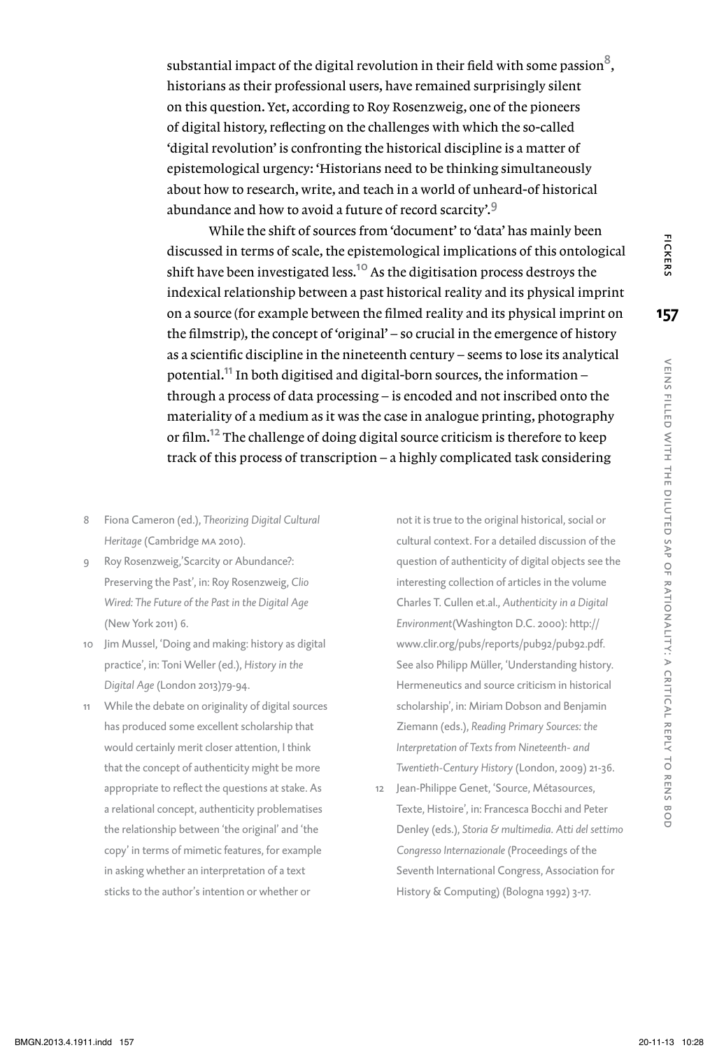substantial impact of the digital revolution in their field with some passion[8], historians as their professional users, have remained surprisingly silent on this question. Yet, according to Roy Rosenzweig, one of the pioneers of digital history, reflecting on the challenges with which the so-called 'digital revolution' is confronting the historical discipline is a matter of epistemological urgency: 'Historians need to be thinking simultaneously about how to research, write, and teach in a world of unheard-of historical abundance and how to avoid a future of record scarcity'.[9]

While the shift of sources from 'document' to 'data' has mainly been discussed in terms of scale, the epistemological implications of this ontological shift have been investigated less.[10] As the digitisation process destroys the indexical relationship between a past historical reality and its physical imprint on a source (for example between the filmed reality and its physical imprint on the filmstrip), the concept of 'original' – so crucial in the emergence of history as a scientific discipline in the nineteenth century – seems to lose its analytical potential.[11] In both digitised and digital-born sources, the information – through a process of data processing – is encoded and not inscribed onto the materiality of a medium as it was the case in analogue printing, photography or film.[12] The challenge of doing digital source criticism is therefore to keep track of this process of transcription – a highly complicated task considering

8 Fiona Cameron (ed.), *Theorizing Digital Cultural Heritage* (Cambridge MA 2010).

9 Roy Rosenzweig,'Scarcity or Abundance?: Preserving the Past', in: Roy Rosenzweig, *Clio Wired: The Future of the Past in the Digital Age* (New York 2011) 6.

10 Jim Mussel, 'Doing and making: history as digital practice', in: Toni Weller (ed.), *History in the Digital Age* (London 2013)79-94.

11 While the debate on originality of digital sources has produced some excellent scholarship that would certainly merit closer attention, I think that the concept of authenticity might be more appropriate to reflect the questions at stake. As a relational concept, authenticity problematises the relationship between 'the original' and 'the copy' in terms of mimetic features, for example in asking whether an interpretation of a text sticks to the author's intention or whether or not it is true to the original historical, social or cultural context. For a detailed discussion of the question of authenticity of digital objects see the interesting collection of articles in the volume Charles T. Cullen et.al., *Authenticity in a Digital Environment*(Washington D.C. 2000): http://www.clir.org/pubs/reports/pub92/pub92.pdf. See also Philipp Müller, 'Understanding history. Hermeneutics and source criticism in historical scholarship', in: Miriam Dobson and Benjamin Ziemann (eds.), *Reading Primary Sources: the Interpretation of Texts from Nineteenth- and Twentieth-Century History* (London, 2009) 21-36.

12 Jean-Philippe Genet, 'Source, Métasources, Texte, Histoire', in: Francesca Bocchi and Peter Denley (eds.), *Storia & multimedia. Atti del settimo Congresso Internazionale* (Proceedings of the Seventh International Congress, Association for History & Computing) (Bologna 1992) 3-17.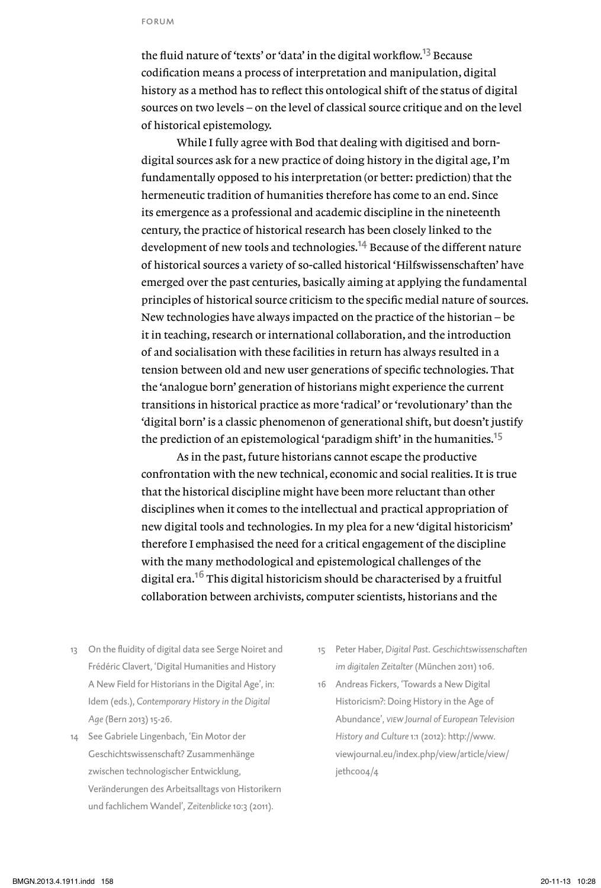the fluid nature of 'texts' or 'data' in the digital workflow.[13] Because codification means a process of interpretation and manipulation, digital history as a method has to reflect this ontological shift of the status of digital sources on two levels – on the level of classical source critique and on the level of historical epistemology.

While I fully agree with Bod that dealing with digitised and born-digital sources ask for a new practice of doing history in the digital age, I'm fundamentally opposed to his interpretation (or better: prediction) that the hermeneutic tradition of humanities therefore has come to an end. Since its emergence as a professional and academic discipline in the nineteenth century, the practice of historical research has been closely linked to the development of new tools and technologies.[14] Because of the different nature of historical sources a variety of so-called historical 'Hilfswissenschaften' have emerged over the past centuries, basically aiming at applying the fundamental principles of historical source criticism to the specific medial nature of sources. New technologies have always impacted on the practice of the historian – be it in teaching, research or international collaboration, and the introduction of and socialisation with these facilities in return has always resulted in a tension between old and new user generations of specific technologies. That the 'analogue born' generation of historians might experience the current transitions in historical practice as more 'radical' or 'revolutionary' than the 'digital born' is a classic phenomenon of generational shift, but doesn't justify the prediction of an epistemological 'paradigm shift' in the humanities.[15]

As in the past, future historians cannot escape the productive confrontation with the new technical, economic and social realities. It is true that the historical discipline might have been more reluctant than other disciplines when it comes to the intellectual and practical appropriation of new digital tools and technologies. In my plea for a new 'digital historicism' therefore I emphasised the need for a critical engagement of the discipline with the many methodological and epistemological challenges of the digital era.[16] This digital historicism should be characterised by a fruitful collaboration between archivists, computer scientists, historians and the

13 On the fluidity of digital data see Serge Noiret and Frédéric Clavert, 'Digital Humanities and History A New Field for Historians in the Digital Age', in: Idem (eds.), *Contemporary History in the Digital Age* (Bern 2013) 15-26.

14 See Gabriele Lingenbach, 'Ein Motor der Geschichtswissenschaft? Zusammenhänge zwischen technologischer Entwicklung, Veränderungen des Arbeitsalltags von Historikern und fachlichem Wandel', *Zeitenblicke* 10:3 (2011).

15 Peter Haber, *Digital Past. Geschichtswissenschaften im digitalen Zeitalter* (München 2011) 106.

16 Andreas Fickers, 'Towards a New Digital Historicism?: Doing History in the Age of Abundance', *VIEW Journal of European Television History and Culture* 1:1 (2012): http://www.viewjournal.eu/index.php/view/article/view/jethc004/4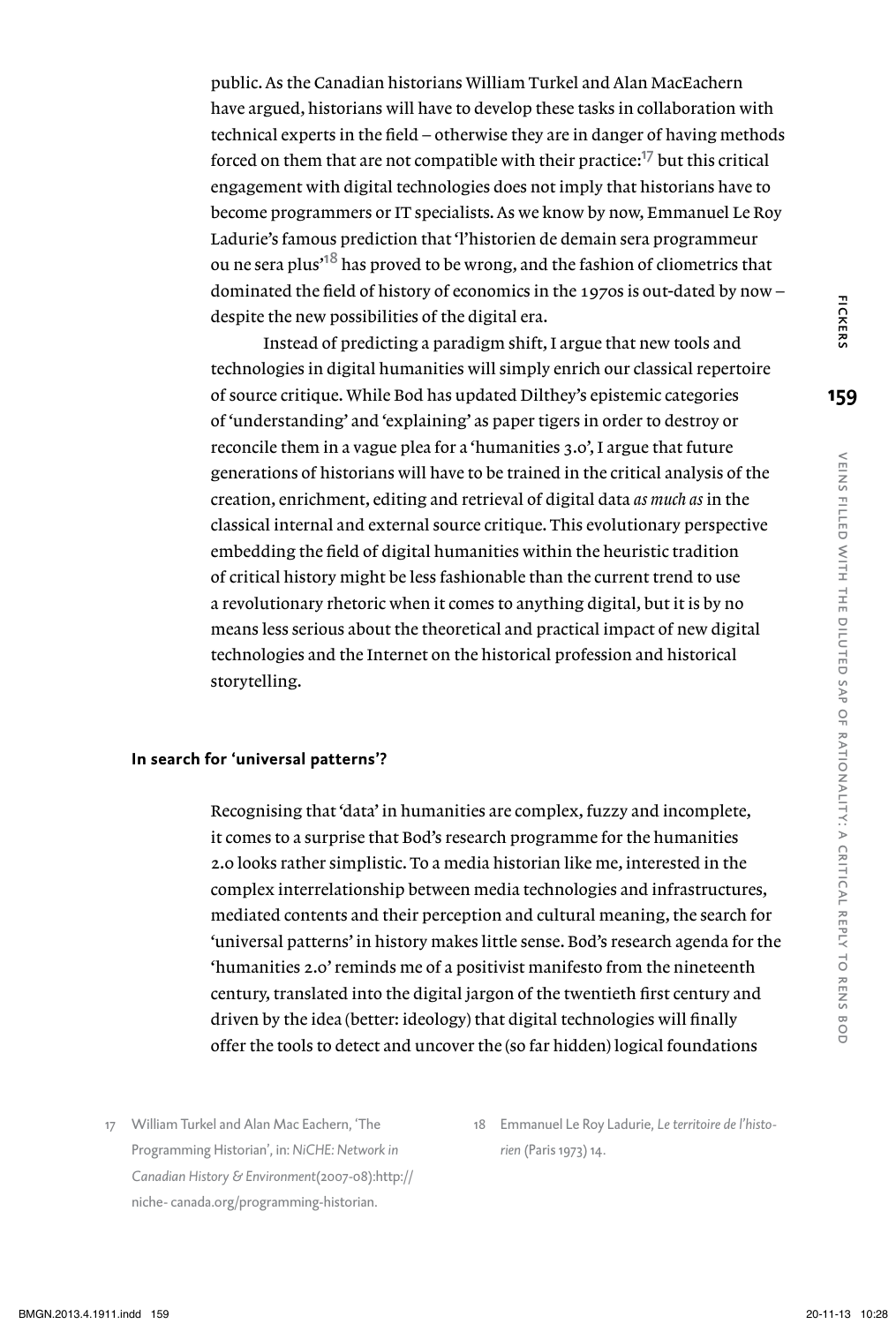public. As the Canadian historians William Turkel and Alan MacEachern have argued, historians will have to develop these tasks in collaboration with technical experts in the field – otherwise they are in danger of having methods forced on them that are not compatible with their practice:[17] but this critical engagement with digital technologies does not imply that historians have to become programmers or IT specialists. As we know by now, Emmanuel Le Roy Ladurie's famous prediction that 'l'historien de demain sera programmeur ou ne sera plus'[18] has proved to be wrong, and the fashion of cliometrics that dominated the field of history of economics in the 1970s is out-dated by now – despite the new possibilities of the digital era.

Instead of predicting a paradigm shift, I argue that new tools and technologies in digital humanities will simply enrich our classical repertoire of source critique. While Bod has updated Dilthey's epistemic categories of 'understanding' and 'explaining' as paper tigers in order to destroy or reconcile them in a vague plea for a 'humanities 3.0', I argue that future generations of historians will have to be trained in the critical analysis of the creation, enrichment, editing and retrieval of digital data *as much as* in the classical internal and external source critique. This evolutionary perspective embedding the field of digital humanities within the heuristic tradition of critical history might be less fashionable than the current trend to use a revolutionary rhetoric when it comes to anything digital, but it is by no means less serious about the theoretical and practical impact of new digital technologies and the Internet on the historical profession and historical storytelling.

## In search for 'universal patterns'?

Recognising that 'data' in humanities are complex, fuzzy and incomplete, it comes to a surprise that Bod's research programme for the humanities 2.0 looks rather simplistic. To a media historian like me, interested in the complex interrelationship between media technologies and infrastructures, mediated contents and their perception and cultural meaning, the search for 'universal patterns' in history makes little sense. Bod's research agenda for the 'humanities 2.0' reminds me of a positivist manifesto from the nineteenth century, translated into the digital jargon of the twentieth first century and driven by the idea (better: ideology) that digital technologies will finally offer the tools to detect and uncover the (so far hidden) logical foundations

17 William Turkel and Alan Mac Eachern, 'The Programming Historian', in: *NiCHE: Network in Canadian History & Environment*(2007-08):http:// niche- canada.org/programming-historian.

18 Emmanuel Le Roy Ladurie, *Le territoire de l'historien* (Paris 1973) 14.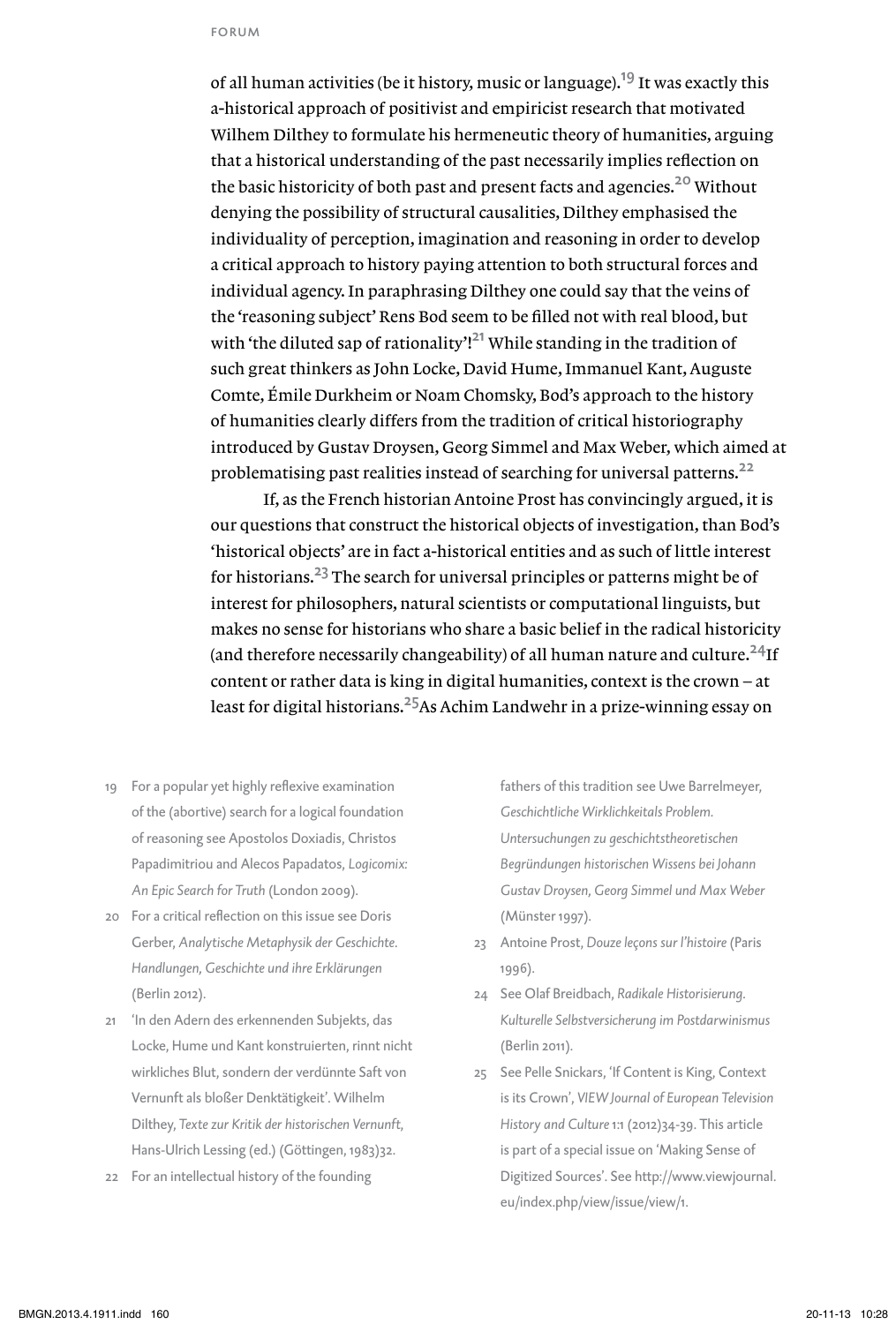of all human activities (be it history, music or language).[19] It was exactly this a-historical approach of positivist and empiricist research that motivated Wilhem Dilthey to formulate his hermeneutic theory of humanities, arguing that a historical understanding of the past necessarily implies reflection on the basic historicity of both past and present facts and agencies.[20] Without denying the possibility of structural causalities, Dilthey emphasised the individuality of perception, imagination and reasoning in order to develop a critical approach to history paying attention to both structural forces and individual agency. In paraphrasing Dilthey one could say that the veins of the 'reasoning subject' Rens Bod seem to be filled not with real blood, but with 'the diluted sap of rationality'![21] While standing in the tradition of such great thinkers as John Locke, David Hume, Immanuel Kant, Auguste Comte, Émile Durkheim or Noam Chomsky, Bod's approach to the history of humanities clearly differs from the tradition of critical historiography introduced by Gustav Droysen, Georg Simmel and Max Weber, which aimed at problematising past realities instead of searching for universal patterns.[22]

If, as the French historian Antoine Prost has convincingly argued, it is our questions that construct the historical objects of investigation, than Bod's 'historical objects' are in fact a-historical entities and as such of little interest for historians.[23] The search for universal principles or patterns might be of interest for philosophers, natural scientists or computational linguists, but makes no sense for historians who share a basic belief in the radical historicity (and therefore necessarily changeability) of all human nature and culture.[24]If content or rather data is king in digital humanities, context is the crown – at least for digital historians.[25]As Achim Landwehr in a prize-winning essay on

---

19 For a popular yet highly reflexive examination of the (abortive) search for a logical foundation of reasoning see Apostolos Doxiadis, Christos Papadimitriou and Alecos Papadatos, *Logicomix: An Epic Search for Truth* (London 2009).

20 For a critical reflection on this issue see Doris Gerber, *Analytische Metaphysik der Geschichte. Handlungen, Geschichte und ihre Erklärungen* (Berlin 2012).

21 'In den Adern des erkennenden Subjekts, das Locke, Hume und Kant konstruierten, rinnt nicht wirkliches Blut, sondern der verdünnte Saft von Vernunft als bloßer Denktätigkeit'. Wilhelm Dilthey, *Texte zur Kritik der historischen Vernunft*, Hans-Ulrich Lessing (ed.) (Göttingen, 1983)32.

22 For an intellectual history of the founding fathers of this tradition see Uwe Barrelmeyer, *Geschichtliche Wirklichkeitals Problem. Untersuchungen zu geschichtstheoretischen Begründungen historischen Wissens bei Johann Gustav Droysen, Georg Simmel und Max Weber* (Münster 1997).

23 Antoine Prost, *Douze leçons sur l'histoire* (Paris 1996).

24 See Olaf Breidbach, *Radikale Historisierung. Kulturelle Selbstversicherung im Postdarwinismus* (Berlin 2011).

25 See Pelle Snickars, 'If Content is King, Context is its Crown', *VIEW Journal of European Television History and Culture* 1:1 (2012)34-39. This article is part of a special issue on 'Making Sense of Digitized Sources'. See http://www.viewjournal.eu/index.php/view/issue/view/1.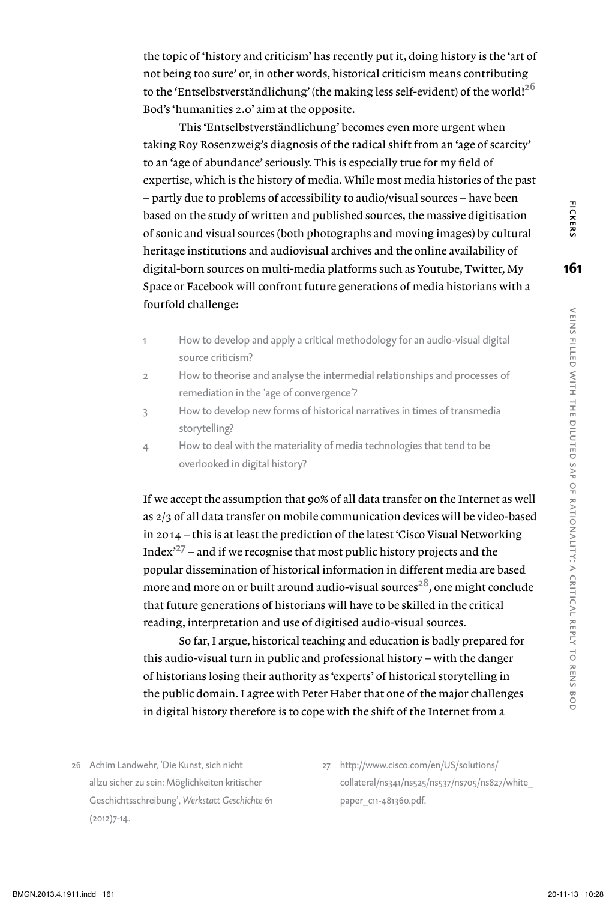the topic of 'history and criticism' has recently put it, doing history is the 'art of not being too sure' or, in other words, historical criticism means contributing to the 'Entselbstverständlichung' (the making less self-evident) of the world![26] Bod's 'humanities 2.0' aim at the opposite.

This 'Entselbstverständlichung' becomes even more urgent when taking Roy Rosenzweig's diagnosis of the radical shift from an 'age of scarcity' to an 'age of abundance' seriously. This is especially true for my field of expertise, which is the history of media. While most media histories of the past – partly due to problems of accessibility to audio/visual sources – have been based on the study of written and published sources, the massive digitisation of sonic and visual sources (both photographs and moving images) by cultural heritage institutions and audiovisual archives and the online availability of digital-born sources on multi-media platforms such as Youtube, Twitter, My Space or Facebook will confront future generations of media historians with a fourfold challenge:

1. How to develop and apply a critical methodology for an audio-visual digital source criticism?
2. How to theorise and analyse the intermedial relationships and processes of remediation in the 'age of convergence'?
3. How to develop new forms of historical narratives in times of transmedia storytelling?
4. How to deal with the materiality of media technologies that tend to be overlooked in digital history?

If we accept the assumption that 90% of all data transfer on the Internet as well as 2/3 of all data transfer on mobile communication devices will be video-based in 2014 – this is at least the prediction of the latest 'Cisco Visual Networking Index'[27] – and if we recognise that most public history projects and the popular dissemination of historical information in different media are based more and more on or built around audio-visual sources[28], one might conclude that future generations of historians will have to be skilled in the critical reading, interpretation and use of digitised audio-visual sources.

So far, I argue, historical teaching and education is badly prepared for this audio-visual turn in public and professional history – with the danger of historians losing their authority as 'experts' of historical storytelling in the public domain. I agree with Peter Haber that one of the major challenges in digital history therefore is to cope with the shift of the Internet from a

26 Achim Landwehr, 'Die Kunst, sich nicht allzu sicher zu sein: Möglichkeiten kritischer Geschichtsschreibung', *Werkstatt Geschichte* 61 (2012)7-14.

27 http://www.cisco.com/en/US/solutions/collateral/ns341/ns525/ns537/ns705/ns827/white_paper_c11-481360.pdf.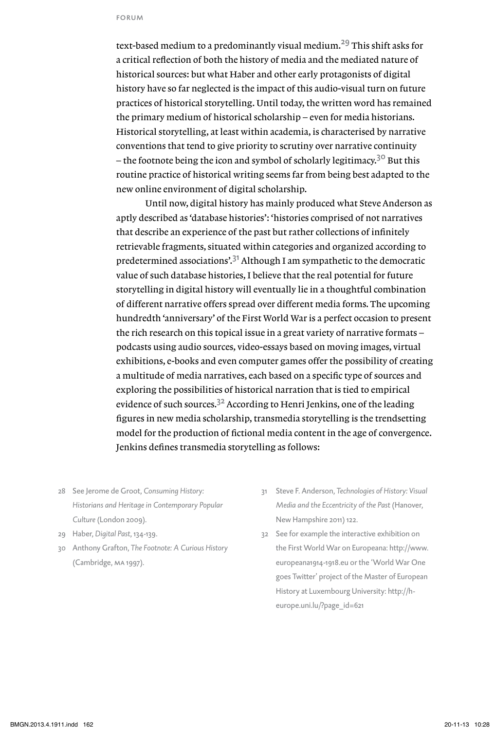text-based medium to a predominantly visual medium.[29] This shift asks for a critical reflection of both the history of media and the mediated nature of historical sources: but what Haber and other early protagonists of digital history have so far neglected is the impact of this audio-visual turn on future practices of historical storytelling. Until today, the written word has remained the primary medium of historical scholarship – even for media historians. Historical storytelling, at least within academia, is characterised by narrative conventions that tend to give priority to scrutiny over narrative continuity – the footnote being the icon and symbol of scholarly legitimacy.[30] But this routine practice of historical writing seems far from being best adapted to the new online environment of digital scholarship.

Until now, digital history has mainly produced what Steve Anderson as aptly described as 'database histories': 'histories comprised of not narratives that describe an experience of the past but rather collections of infinitely retrievable fragments, situated within categories and organized according to predetermined associations'.[31] Although I am sympathetic to the democratic value of such database histories, I believe that the real potential for future storytelling in digital history will eventually lie in a thoughtful combination of different narrative offers spread over different media forms. The upcoming hundredth 'anniversary' of the First World War is a perfect occasion to present the rich research on this topical issue in a great variety of narrative formats – podcasts using audio sources, video-essays based on moving images, virtual exhibitions, e-books and even computer games offer the possibility of creating a multitude of media narratives, each based on a specific type of sources and exploring the possibilities of historical narration that is tied to empirical evidence of such sources.[32] According to Henri Jenkins, one of the leading figures in new media scholarship, transmedia storytelling is the trendsetting model for the production of fictional media content in the age of convergence. Jenkins defines transmedia storytelling as follows:

28 See Jerome de Groot, *Consuming History: Historians and Heritage in Contemporary Popular Culture* (London 2009).

29 Haber, *Digital Past*, 134-139.

30 Anthony Grafton, *The Footnote: A Curious History* (Cambridge, MA 1997).

31 Steve F. Anderson, *Technologies of History: Visual Media and the Eccentricity of the Past* (Hanover, New Hampshire 2011) 122.

32 See for example the interactive exhibition on the First World War on Europeana: http://www.europeana1914-1918.eu or the 'World War One goes Twitter' project of the Master of European History at Luxembourg University: http://h-europe.uni.lu/?page_id=621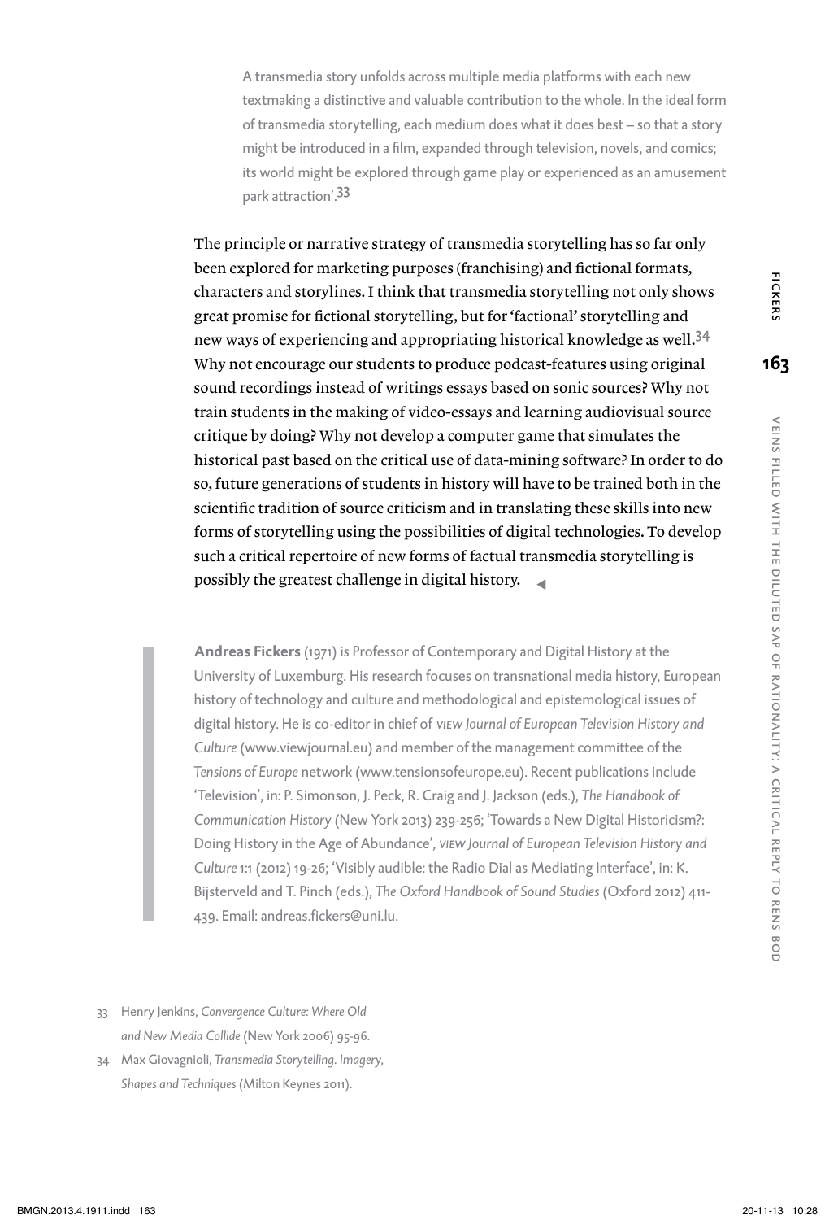> A transmedia story unfolds across multiple media platforms with each new textmaking a distinctive and valuable contribution to the whole. In the ideal form of transmedia storytelling, each medium does what it does best – so that a story might be introduced in a film, expanded through television, novels, and comics; its world might be explored through game play or experienced as an amusement park attraction'.[33]

The principle or narrative strategy of transmedia storytelling has so far only been explored for marketing purposes (franchising) and fictional formats, characters and storylines. I think that transmedia storytelling not only shows great promise for fictional storytelling, but for 'factional' storytelling and new ways of experiencing and appropriating historical knowledge as well.[34] Why not encourage our students to produce podcast-features using original sound recordings instead of writings essays based on sonic sources? Why not train students in the making of video-essays and learning audiovisual source critique by doing? Why not develop a computer game that simulates the historical past based on the critical use of data-mining software? In order to do so, future generations of students in history will have to be trained both in the scientific tradition of source criticism and in translating these skills into new forms of storytelling using the possibilities of digital technologies. To develop such a critical repertoire of new forms of factual transmedia storytelling is possibly the greatest challenge in digital history. ◂

**Andreas Fickers** (1971) is Professor of Contemporary and Digital History at the University of Luxemburg. His research focuses on transnational media history, European history of technology and culture and methodological and epistemological issues of digital history. He is co-editor in chief of *VIEW Journal of European Television History and Culture* (www.viewjournal.eu) and member of the management committee of the *Tensions of Europe* network (www.tensionsofeurope.eu). Recent publications include 'Television', in: P. Simonson, J. Peck, R. Craig and J. Jackson (eds.), *The Handbook of Communication History* (New York 2013) 239-256; 'Towards a New Digital Historicism?: Doing History in the Age of Abundance', *VIEW Journal of European Television History and Culture* 1:1 (2012) 19-26; 'Visibly audible: the Radio Dial as Mediating Interface', in: K. Bijsterveld and T. Pinch (eds.), *The Oxford Handbook of Sound Studies* (Oxford 2012) 411-439. Email: andreas.fickers@uni.lu.

33 Henry Jenkins, *Convergence Culture: Where Old and New Media Collide* (New York 2006) 95-96.

34 Max Giovagnioli, *Transmedia Storytelling. Imagery, Shapes and Techniques* (Milton Keynes 2011).